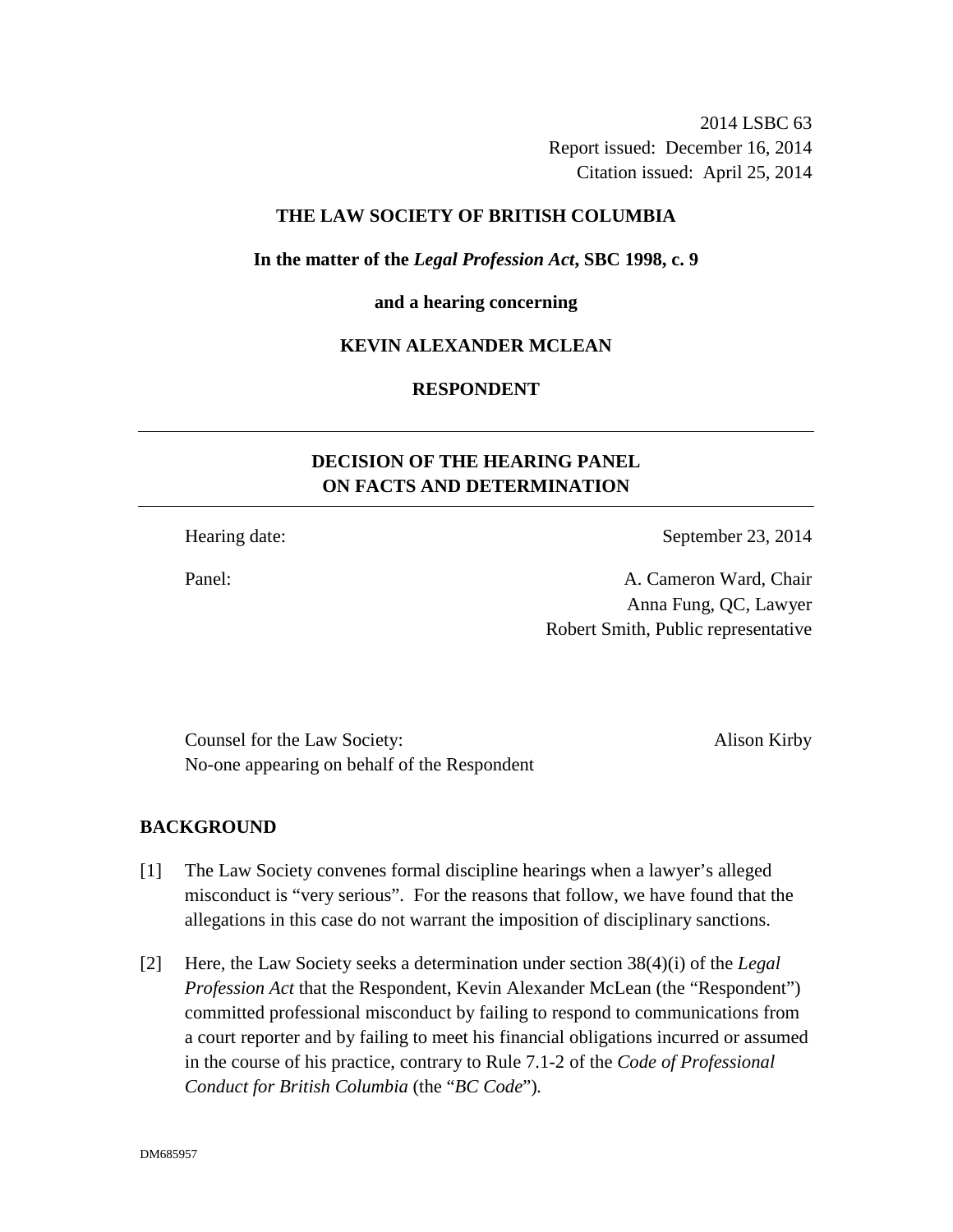2014 LSBC 63
Report issued: December 16, 2014
Citation issued: April 25, 2014

**THE LAW SOCIETY OF BRITISH COLUMBIA**

**In the matter of the *Legal Profession Act*, SBC 1998, c. 9**

**and a hearing concerning**

**KEVIN ALEXANDER MCLEAN**

**RESPONDENT**

---

## DECISION OF THE HEARING PANEL ON FACTS AND DETERMINATION

---

Hearing date: September 23, 2014

Panel: A. Cameron Ward, Chair
Anna Fung, QC, Lawyer
Robert Smith, Public representative

Counsel for the Law Society: Alison Kirby
No-one appearing on behalf of the Respondent

## BACKGROUND

[1] The Law Society convenes formal discipline hearings when a lawyer's alleged misconduct is "very serious". For the reasons that follow, we have found that the allegations in this case do not warrant the imposition of disciplinary sanctions.

[2] Here, the Law Society seeks a determination under section 38(4)(i) of the *Legal Profession Act* that the Respondent, Kevin Alexander McLean (the "Respondent") committed professional misconduct by failing to respond to communications from a court reporter and by failing to meet his financial obligations incurred or assumed in the course of his practice, contrary to Rule 7.1-2 of the *Code of Professional Conduct for British Columbia* (the "*BC Code*").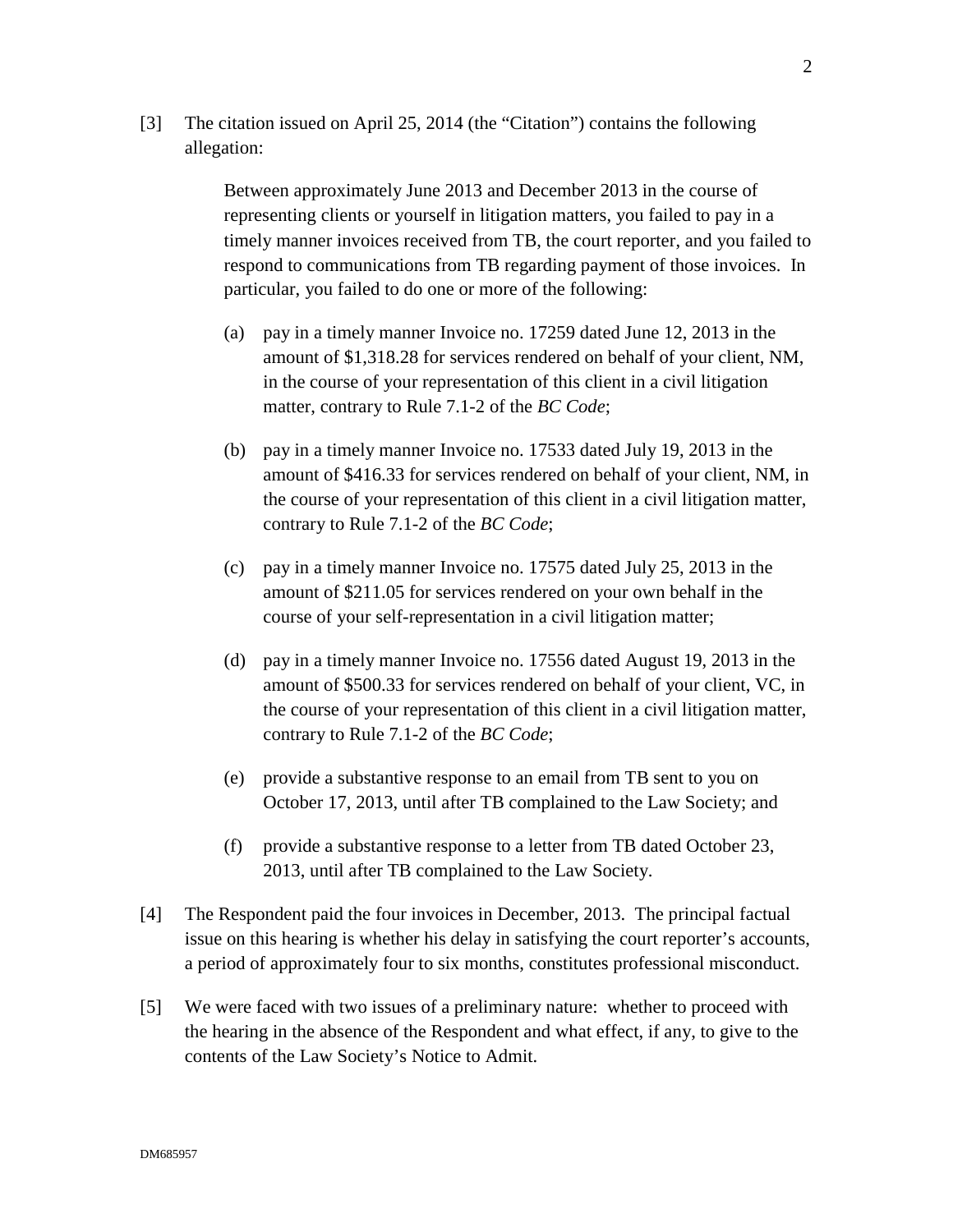[3] The citation issued on April 25, 2014 (the "Citation") contains the following allegation:

> Between approximately June 2013 and December 2013 in the course of representing clients or yourself in litigation matters, you failed to pay in a timely manner invoices received from TB, the court reporter, and you failed to respond to communications from TB regarding payment of those invoices. In particular, you failed to do one or more of the following:
>
> (a) pay in a timely manner Invoice no. 17259 dated June 12, 2013 in the amount of $1,318.28 for services rendered on behalf of your client, NM, in the course of your representation of this client in a civil litigation matter, contrary to Rule 7.1-2 of the *BC Code*;
>
> (b) pay in a timely manner Invoice no. 17533 dated July 19, 2013 in the amount of $416.33 for services rendered on behalf of your client, NM, in the course of your representation of this client in a civil litigation matter, contrary to Rule 7.1-2 of the *BC Code*;
>
> (c) pay in a timely manner Invoice no. 17575 dated July 25, 2013 in the amount of $211.05 for services rendered on your own behalf in the course of your self-representation in a civil litigation matter;
>
> (d) pay in a timely manner Invoice no. 17556 dated August 19, 2013 in the amount of $500.33 for services rendered on behalf of your client, VC, in the course of your representation of this client in a civil litigation matter, contrary to Rule 7.1-2 of the *BC Code*;
>
> (e) provide a substantive response to an email from TB sent to you on October 17, 2013, until after TB complained to the Law Society; and
>
> (f) provide a substantive response to a letter from TB dated October 23, 2013, until after TB complained to the Law Society.

[4] The Respondent paid the four invoices in December, 2013. The principal factual issue on this hearing is whether his delay in satisfying the court reporter's accounts, a period of approximately four to six months, constitutes professional misconduct.

[5] We were faced with two issues of a preliminary nature: whether to proceed with the hearing in the absence of the Respondent and what effect, if any, to give to the contents of the Law Society's Notice to Admit.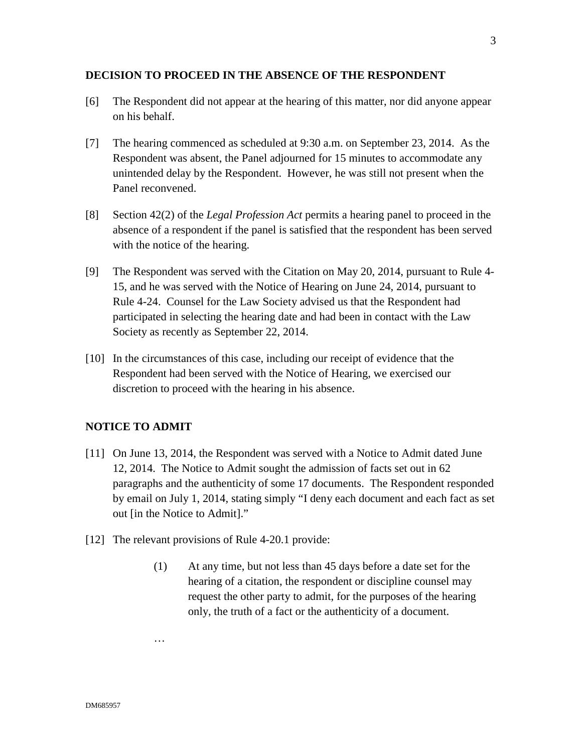## DECISION TO PROCEED IN THE ABSENCE OF THE RESPONDENT

[6] The Respondent did not appear at the hearing of this matter, nor did anyone appear on his behalf.

[7] The hearing commenced as scheduled at 9:30 a.m. on September 23, 2014. As the Respondent was absent, the Panel adjourned for 15 minutes to accommodate any unintended delay by the Respondent. However, he was still not present when the Panel reconvened.

[8] Section 42(2) of the *Legal Profession Act* permits a hearing panel to proceed in the absence of a respondent if the panel is satisfied that the respondent has been served with the notice of the hearing.

[9] The Respondent was served with the Citation on May 20, 2014, pursuant to Rule 4-15, and he was served with the Notice of Hearing on June 24, 2014, pursuant to Rule 4-24. Counsel for the Law Society advised us that the Respondent had participated in selecting the hearing date and had been in contact with the Law Society as recently as September 22, 2014.

[10] In the circumstances of this case, including our receipt of evidence that the Respondent had been served with the Notice of Hearing, we exercised our discretion to proceed with the hearing in his absence.

## NOTICE TO ADMIT

[11] On June 13, 2014, the Respondent was served with a Notice to Admit dated June 12, 2014. The Notice to Admit sought the admission of facts set out in 62 paragraphs and the authenticity of some 17 documents. The Respondent responded by email on July 1, 2014, stating simply "I deny each document and each fact as set out [in the Notice to Admit]."

[12] The relevant provisions of Rule 4-20.1 provide:

> (1) At any time, but not less than 45 days before a date set for the hearing of a citation, the respondent or discipline counsel may request the other party to admit, for the purposes of the hearing only, the truth of a fact or the authenticity of a document.
>
> …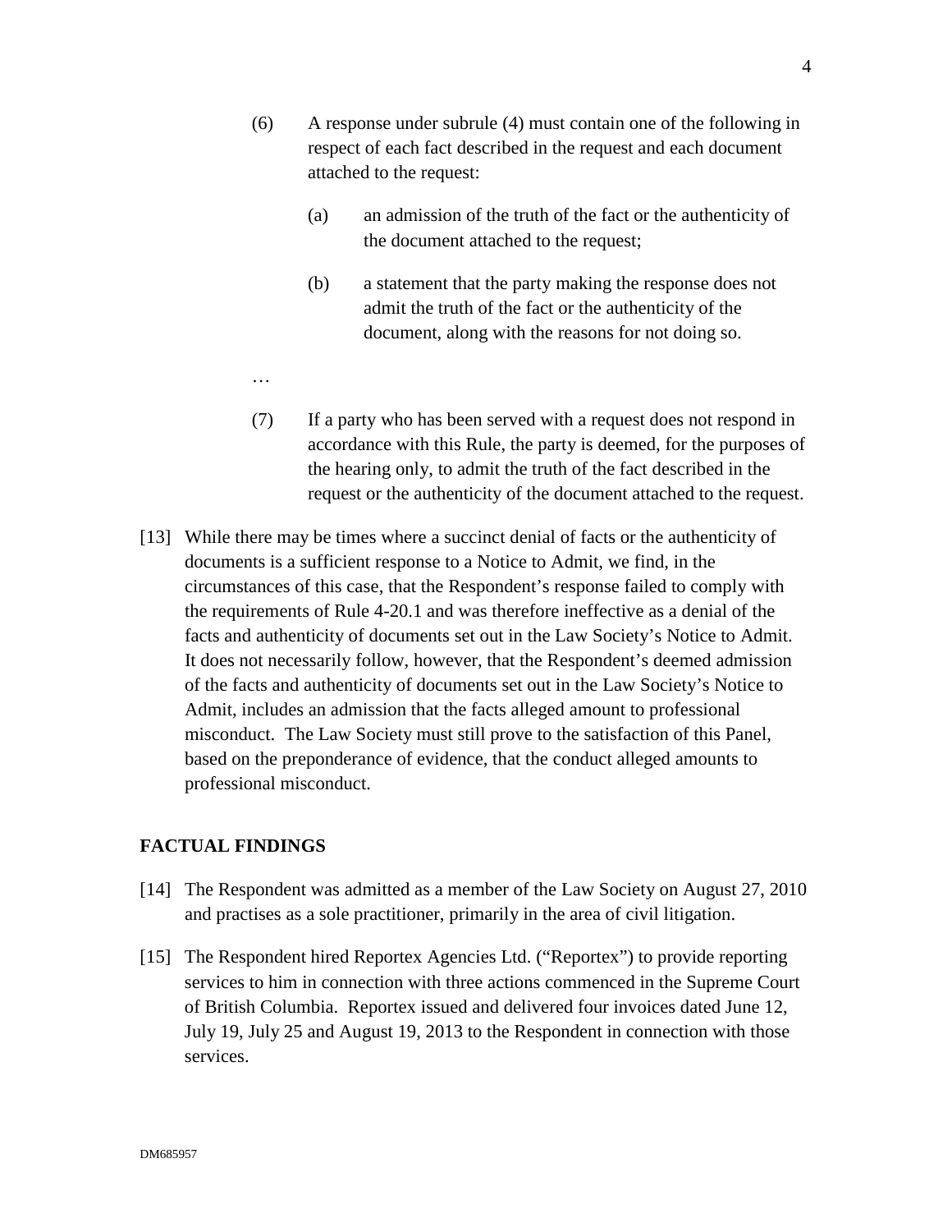(6) A response under subrule (4) must contain one of the following in respect of each fact described in the request and each document attached to the request:

(a) an admission of the truth of the fact or the authenticity of the document attached to the request;

(b) a statement that the party making the response does not admit the truth of the fact or the authenticity of the document, along with the reasons for not doing so.

…

(7) If a party who has been served with a request does not respond in accordance with this Rule, the party is deemed, for the purposes of the hearing only, to admit the truth of the fact described in the request or the authenticity of the document attached to the request.

[13] While there may be times where a succinct denial of facts or the authenticity of documents is a sufficient response to a Notice to Admit, we find, in the circumstances of this case, that the Respondent's response failed to comply with the requirements of Rule 4-20.1 and was therefore ineffective as a denial of the facts and authenticity of documents set out in the Law Society's Notice to Admit. It does not necessarily follow, however, that the Respondent's deemed admission of the facts and authenticity of documents set out in the Law Society's Notice to Admit, includes an admission that the facts alleged amount to professional misconduct. The Law Society must still prove to the satisfaction of this Panel, based on the preponderance of evidence, that the conduct alleged amounts to professional misconduct.

## FACTUAL FINDINGS

[14] The Respondent was admitted as a member of the Law Society on August 27, 2010 and practises as a sole practitioner, primarily in the area of civil litigation.

[15] The Respondent hired Reportex Agencies Ltd. ("Reportex") to provide reporting services to him in connection with three actions commenced in the Supreme Court of British Columbia. Reportex issued and delivered four invoices dated June 12, July 19, July 25 and August 19, 2013 to the Respondent in connection with those services.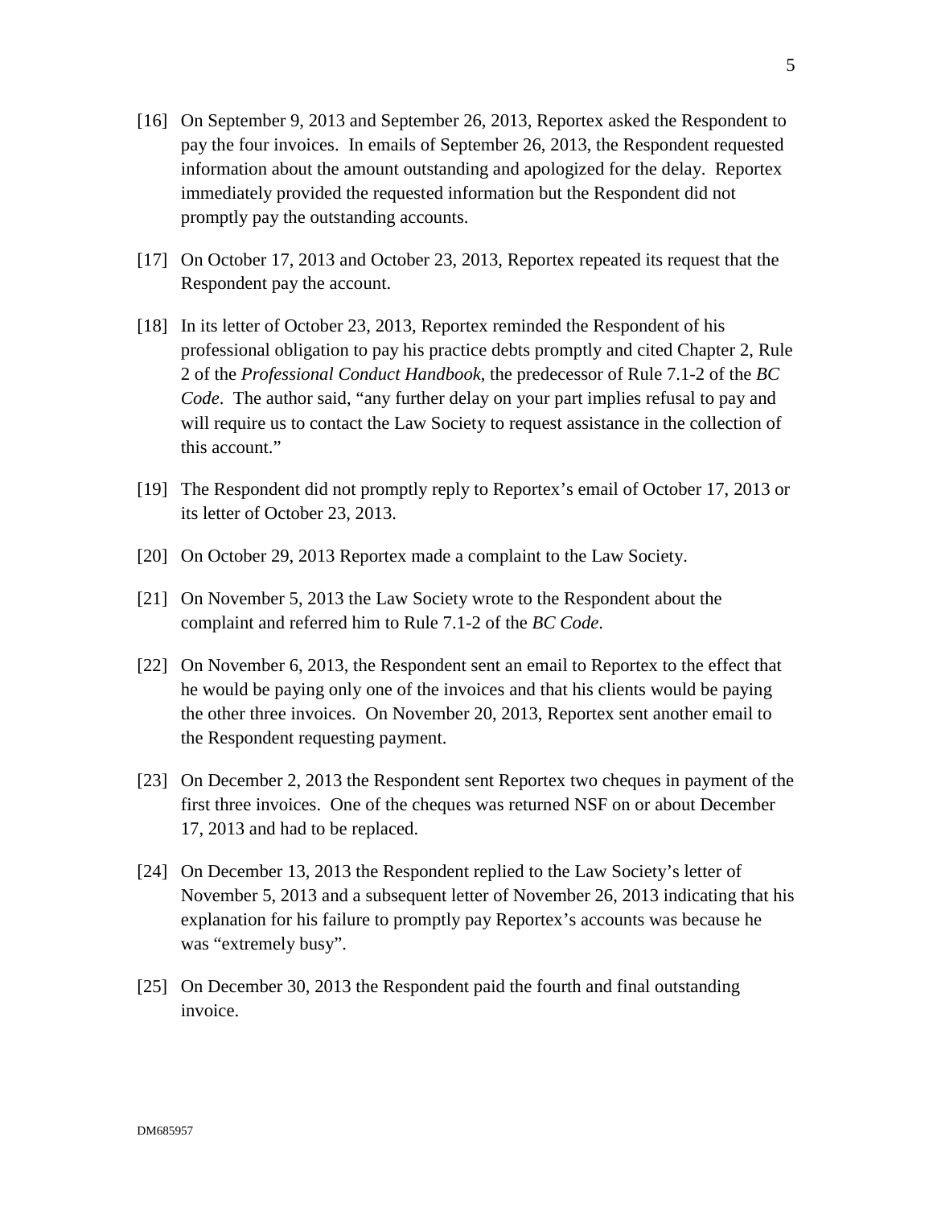[16] On September 9, 2013 and September 26, 2013, Reportex asked the Respondent to pay the four invoices. In emails of September 26, 2013, the Respondent requested information about the amount outstanding and apologized for the delay. Reportex immediately provided the requested information but the Respondent did not promptly pay the outstanding accounts.

[17] On October 17, 2013 and October 23, 2013, Reportex repeated its request that the Respondent pay the account.

[18] In its letter of October 23, 2013, Reportex reminded the Respondent of his professional obligation to pay his practice debts promptly and cited Chapter 2, Rule 2 of the *Professional Conduct Handbook*, the predecessor of Rule 7.1-2 of the *BC Code*. The author said, "any further delay on your part implies refusal to pay and will require us to contact the Law Society to request assistance in the collection of this account."

[19] The Respondent did not promptly reply to Reportex's email of October 17, 2013 or its letter of October 23, 2013.

[20] On October 29, 2013 Reportex made a complaint to the Law Society.

[21] On November 5, 2013 the Law Society wrote to the Respondent about the complaint and referred him to Rule 7.1-2 of the *BC Code*.

[22] On November 6, 2013, the Respondent sent an email to Reportex to the effect that he would be paying only one of the invoices and that his clients would be paying the other three invoices. On November 20, 2013, Reportex sent another email to the Respondent requesting payment.

[23] On December 2, 2013 the Respondent sent Reportex two cheques in payment of the first three invoices. One of the cheques was returned NSF on or about December 17, 2013 and had to be replaced.

[24] On December 13, 2013 the Respondent replied to the Law Society's letter of November 5, 2013 and a subsequent letter of November 26, 2013 indicating that his explanation for his failure to promptly pay Reportex's accounts was because he was "extremely busy".

[25] On December 30, 2013 the Respondent paid the fourth and final outstanding invoice.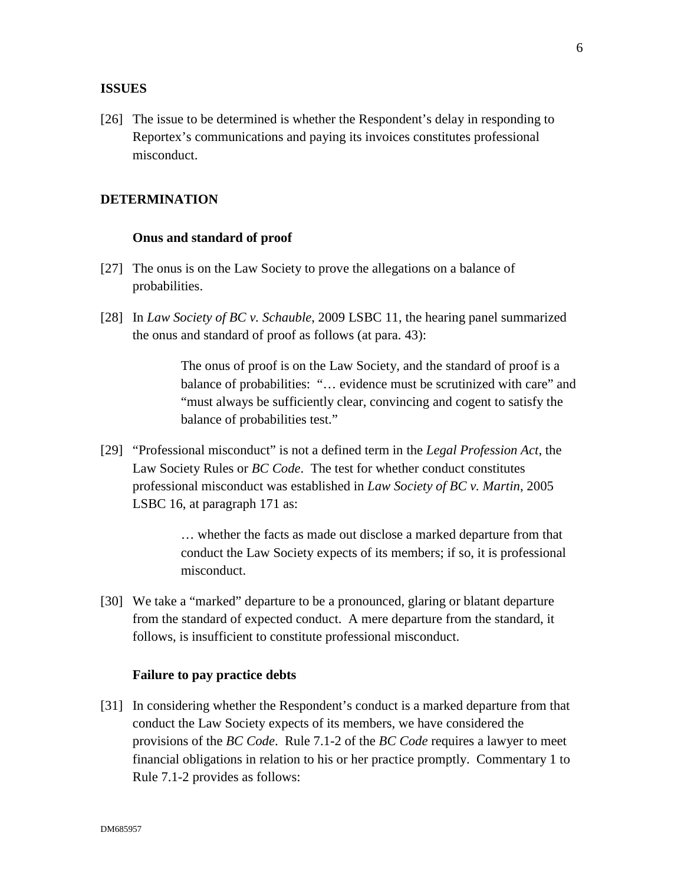## ISSUES

[26] The issue to be determined is whether the Respondent's delay in responding to Reportex's communications and paying its invoices constitutes professional misconduct.

## DETERMINATION

### Onus and standard of proof

[27] The onus is on the Law Society to prove the allegations on a balance of probabilities.

[28] In *Law Society of BC v. Schauble*, 2009 LSBC 11, the hearing panel summarized the onus and standard of proof as follows (at para. 43):

> The onus of proof is on the Law Society, and the standard of proof is a balance of probabilities: "… evidence must be scrutinized with care" and "must always be sufficiently clear, convincing and cogent to satisfy the balance of probabilities test."

[29] "Professional misconduct" is not a defined term in the *Legal Profession Act*, the Law Society Rules or *BC Code*. The test for whether conduct constitutes professional misconduct was established in *Law Society of BC v. Martin*, 2005 LSBC 16, at paragraph 171 as:

> … whether the facts as made out disclose a marked departure from that conduct the Law Society expects of its members; if so, it is professional misconduct.

[30] We take a "marked" departure to be a pronounced, glaring or blatant departure from the standard of expected conduct. A mere departure from the standard, it follows, is insufficient to constitute professional misconduct.

### Failure to pay practice debts

[31] In considering whether the Respondent's conduct is a marked departure from that conduct the Law Society expects of its members, we have considered the provisions of the *BC Code*. Rule 7.1-2 of the *BC Code* requires a lawyer to meet financial obligations in relation to his or her practice promptly. Commentary 1 to Rule 7.1-2 provides as follows: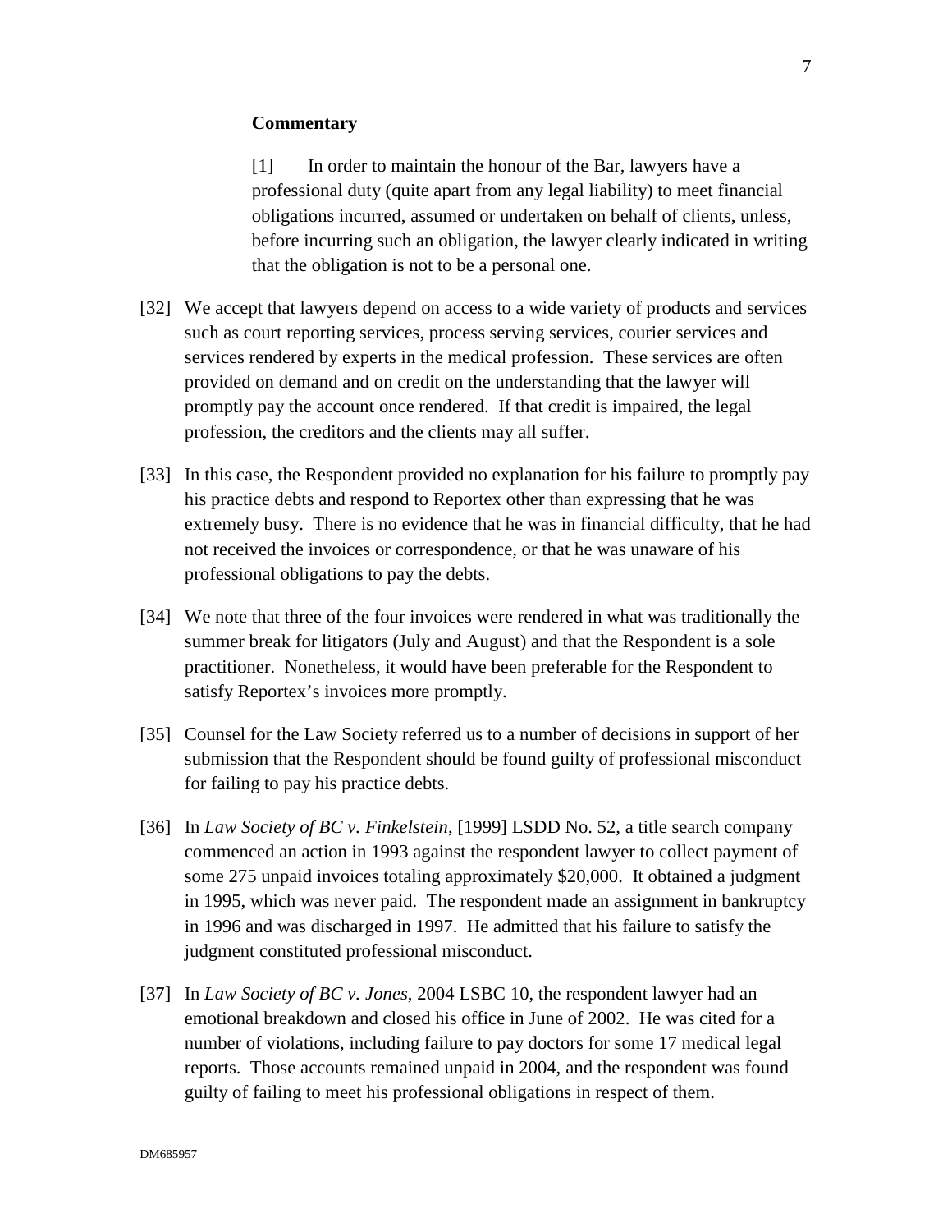**Commentary**

> [1] In order to maintain the honour of the Bar, lawyers have a professional duty (quite apart from any legal liability) to meet financial obligations incurred, assumed or undertaken on behalf of clients, unless, before incurring such an obligation, the lawyer clearly indicated in writing that the obligation is not to be a personal one.

[32] We accept that lawyers depend on access to a wide variety of products and services such as court reporting services, process serving services, courier services and services rendered by experts in the medical profession. These services are often provided on demand and on credit on the understanding that the lawyer will promptly pay the account once rendered. If that credit is impaired, the legal profession, the creditors and the clients may all suffer.

[33] In this case, the Respondent provided no explanation for his failure to promptly pay his practice debts and respond to Reportex other than expressing that he was extremely busy. There is no evidence that he was in financial difficulty, that he had not received the invoices or correspondence, or that he was unaware of his professional obligations to pay the debts.

[34] We note that three of the four invoices were rendered in what was traditionally the summer break for litigators (July and August) and that the Respondent is a sole practitioner. Nonetheless, it would have been preferable for the Respondent to satisfy Reportex's invoices more promptly.

[35] Counsel for the Law Society referred us to a number of decisions in support of her submission that the Respondent should be found guilty of professional misconduct for failing to pay his practice debts.

[36] In *Law Society of BC v. Finkelstein*, [1999] LSDD No. 52, a title search company commenced an action in 1993 against the respondent lawyer to collect payment of some 275 unpaid invoices totaling approximately $20,000. It obtained a judgment in 1995, which was never paid. The respondent made an assignment in bankruptcy in 1996 and was discharged in 1997. He admitted that his failure to satisfy the judgment constituted professional misconduct.

[37] In *Law Society of BC v. Jones*, 2004 LSBC 10, the respondent lawyer had an emotional breakdown and closed his office in June of 2002. He was cited for a number of violations, including failure to pay doctors for some 17 medical legal reports. Those accounts remained unpaid in 2004, and the respondent was found guilty of failing to meet his professional obligations in respect of them.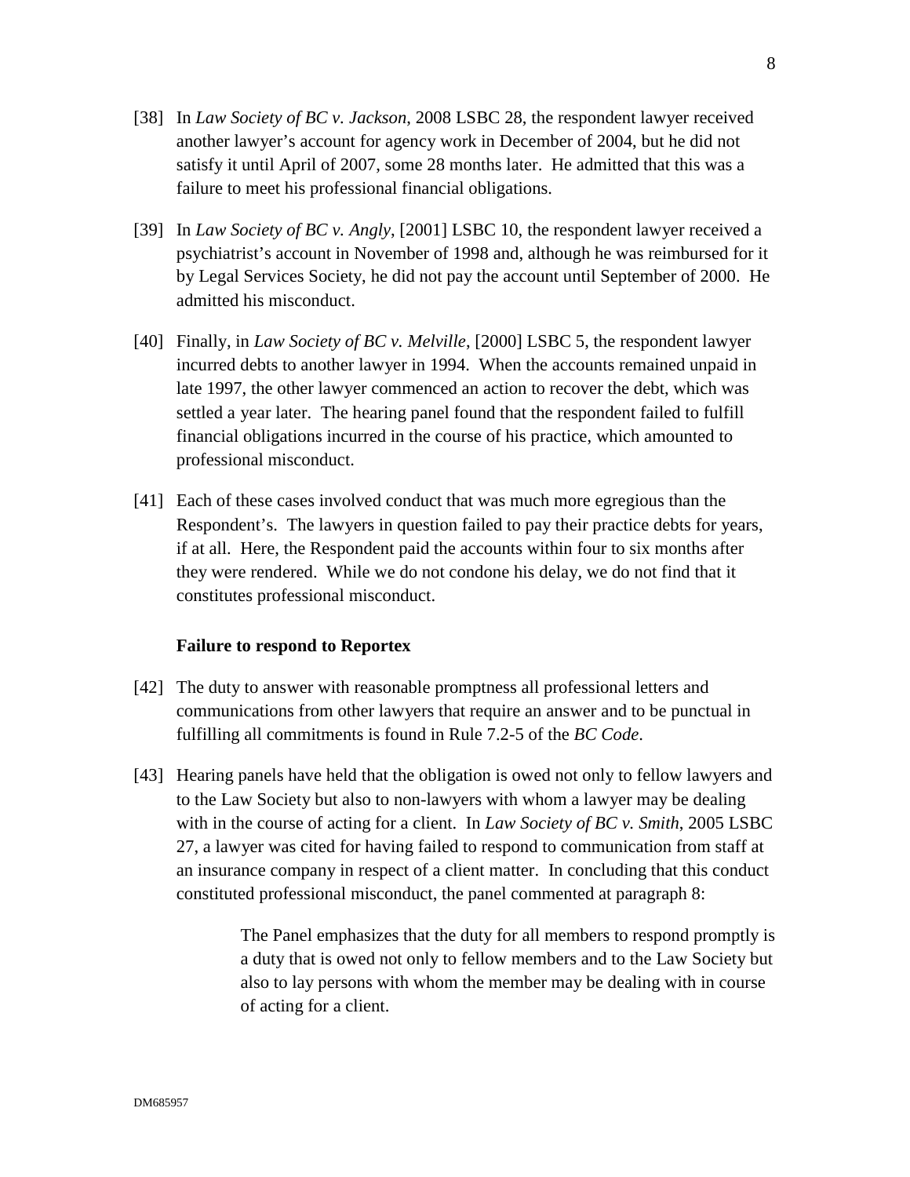[38] In *Law Society of BC v. Jackson*, 2008 LSBC 28, the respondent lawyer received another lawyer's account for agency work in December of 2004, but he did not satisfy it until April of 2007, some 28 months later. He admitted that this was a failure to meet his professional financial obligations.

[39] In *Law Society of BC v. Angly*, [2001] LSBC 10, the respondent lawyer received a psychiatrist's account in November of 1998 and, although he was reimbursed for it by Legal Services Society, he did not pay the account until September of 2000. He admitted his misconduct.

[40] Finally, in *Law Society of BC v. Melville*, [2000] LSBC 5, the respondent lawyer incurred debts to another lawyer in 1994. When the accounts remained unpaid in late 1997, the other lawyer commenced an action to recover the debt, which was settled a year later. The hearing panel found that the respondent failed to fulfill financial obligations incurred in the course of his practice, which amounted to professional misconduct.

[41] Each of these cases involved conduct that was much more egregious than the Respondent's. The lawyers in question failed to pay their practice debts for years, if at all. Here, the Respondent paid the accounts within four to six months after they were rendered. While we do not condone his delay, we do not find that it constitutes professional misconduct.

**Failure to respond to Reportex**

[42] The duty to answer with reasonable promptness all professional letters and communications from other lawyers that require an answer and to be punctual in fulfilling all commitments is found in Rule 7.2-5 of the *BC Code*.

[43] Hearing panels have held that the obligation is owed not only to fellow lawyers and to the Law Society but also to non-lawyers with whom a lawyer may be dealing with in the course of acting for a client. In *Law Society of BC v. Smith*, 2005 LSBC 27, a lawyer was cited for having failed to respond to communication from staff at an insurance company in respect of a client matter. In concluding that this conduct constituted professional misconduct, the panel commented at paragraph 8:

> The Panel emphasizes that the duty for all members to respond promptly is a duty that is owed not only to fellow members and to the Law Society but also to lay persons with whom the member may be dealing with in course of acting for a client.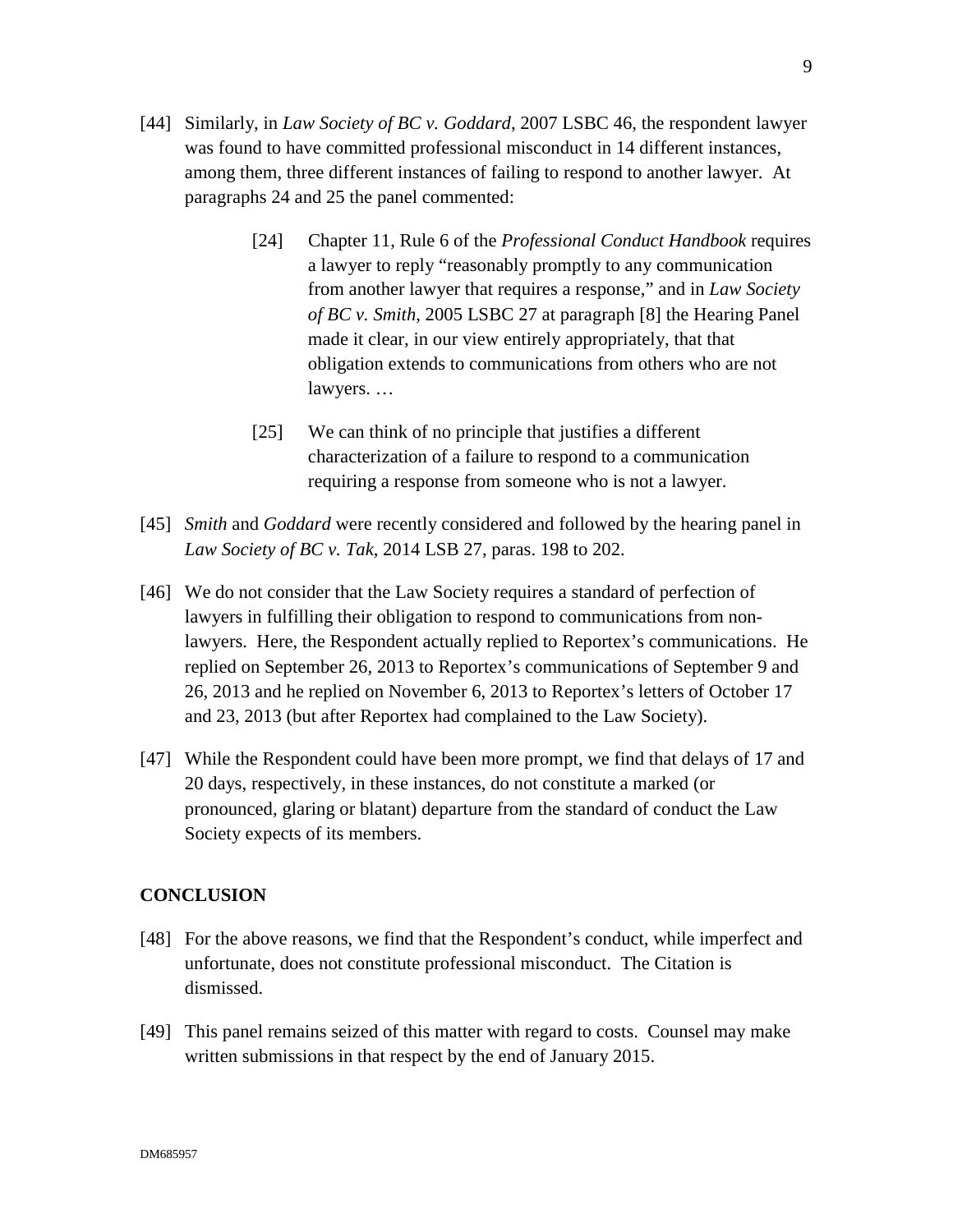[44] Similarly, in *Law Society of BC v. Goddard*, 2007 LSBC 46, the respondent lawyer was found to have committed professional misconduct in 14 different instances, among them, three different instances of failing to respond to another lawyer. At paragraphs 24 and 25 the panel commented:

> [24] Chapter 11, Rule 6 of the *Professional Conduct Handbook* requires a lawyer to reply "reasonably promptly to any communication from another lawyer that requires a response," and in *Law Society of BC v. Smith*, 2005 LSBC 27 at paragraph [8] the Hearing Panel made it clear, in our view entirely appropriately, that that obligation extends to communications from others who are not lawyers. …
>
> [25] We can think of no principle that justifies a different characterization of a failure to respond to a communication requiring a response from someone who is not a lawyer.

[45] *Smith* and *Goddard* were recently considered and followed by the hearing panel in *Law Society of BC v. Tak*, 2014 LSB 27, paras. 198 to 202.

[46] We do not consider that the Law Society requires a standard of perfection of lawyers in fulfilling their obligation to respond to communications from non-lawyers. Here, the Respondent actually replied to Reportex's communications. He replied on September 26, 2013 to Reportex's communications of September 9 and 26, 2013 and he replied on November 6, 2013 to Reportex's letters of October 17 and 23, 2013 (but after Reportex had complained to the Law Society).

[47] While the Respondent could have been more prompt, we find that delays of 17 and 20 days, respectively, in these instances, do not constitute a marked (or pronounced, glaring or blatant) departure from the standard of conduct the Law Society expects of its members.

## CONCLUSION

[48] For the above reasons, we find that the Respondent's conduct, while imperfect and unfortunate, does not constitute professional misconduct. The Citation is dismissed.

[49] This panel remains seized of this matter with regard to costs. Counsel may make written submissions in that respect by the end of January 2015.

DM685957